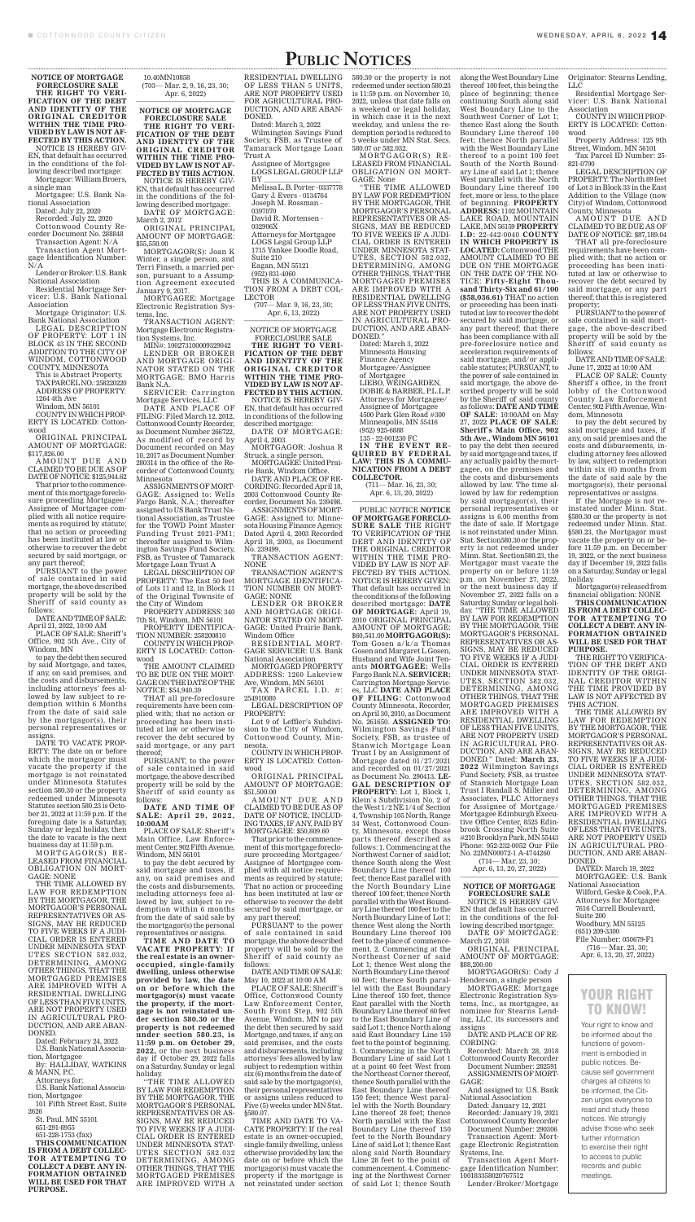# PUBLIC NOTICES

**NOTICE OF MORTGAGE FORECLOSURE SALE**

**THE RIGHT TO VERIFICATION OF THE DEBT AND IDENTITY OF THE ORIGINAL CREDITOR WITHIN THE TIME PROVIDED BY LAW IS NOT AFFECTED BY THIS ACTION.**

NOTICE IS HEREBY GIVEN, that default has occurred in the conditions of the following described mortgage:

Mortgagor: William Broers, a single man

Mortgagee: U.S. Bank National Association

Dated: July 22, 2020

Recorded: July 22, 2020

Cottonwood County Recorder Document No. 288848

Transaction Agent: N/A

Transaction Agent Mortgage Identification Number: N/A

Lender or Broker: U.S. Bank National Association

Residential Mortgage Servicer: U.S. Bank National Association

Mortgage Originator: U.S. Bank National Association

LEGAL DESCRIPTION OF PROPERTY: LOT 1 IN BLOCK 43 IN THE SECOND ADDITION TO THE CITY OF WINDOM, COTTONWOOD COUNTY, MINNESOTA

This is Abstract Property.

TAX PARCEL NO.: 258220220

ADDRESS OF PROPERTY: 1264 4th Ave Windom, MN 56101

COUNTY IN WHICH PROPERTY IS LOCATED: Cottonwood

ORIGINAL PRINCIPAL AMOUNT OF MORTGAGE: $117,826.00

AMOUNT DUE AND CLAIMED TO BE DUE AS OF DATE OF NOTICE: $125,944.62

That prior to the commencement of this mortgage foreclosure proceeding Mortgagee/Assignee of Mortgagee complied with all notice requirements as required by statute; that no action or proceeding has been instituted at law or otherwise to recover the debt secured by said mortgage, or any part thereof;

PURSUANT to the power of sale contained in said mortgage, the above described property will be sold by the Sheriff of said county as follows:

DATE AND TIME OF SALE: April 21, 2022, 10:00 AM

PLACE OF SALE: Sheriff's Office, 902 5th Ave., City of Windom, MN

to pay the debt then secured by said mortgage, and taxes, if any, on said premises, and the costs and disbursements, including attorneys' fees allowed by law subject to redemption within 6 Months from the date of said sale by the mortgagor(s), their personal representatives or assigns.

DATE TO VACATE PROPERTY: The date on or before which the mortgagor must vacate the property if the mortgage is not reinstated under Minnesota Statutes section 580.30 or the property redeemed under Minnesota Statutes section 580.23 is October 21, 2022 at 11:59 p.m. If the foregoing date is a Saturday, Sunday or legal holiday, then the date to vacate is the next business day at 11:59 p.m.

MORTGAGOR(S) RELEASED FROM FINANCIAL OBLIGATION ON MORTGAGE: NONE

THE TIME ALLOWED BY LAW FOR REDEMPTION BY THE MORTGAGOR, THE MORTGAGOR'S PERSONAL REPRESENTATIVES OR ASSIGNS, MAY BE REDUCED TO FIVE WEEKS IF A JUDICIAL ORDER IS ENTERED UNDER MINNESOTA STATUTES SECTION 582.032, DETERMINING, AMONG OTHER THINGS, THAT THE MORTGAGED PREMISES ARE IMPROVED WITH A RESIDENTIAL DWELLING OF LESS THAN FIVE UNITS, ARE NOT PROPERTY USED IN AGRICULTURAL PRODUCTION, AND ARE ABANDONED.

Dated: February 24, 2022

U.S. Bank National Association, Mortgagee

By: HALLIDAY, WATKINS & MANN, P.C.

Attorneys for:

U.S. Bank National Association, Mortgagee

101 Fifth Street East, Suite 2626

St. Paul, MN 55101

651-291-8955

651-228-1753 (fax)

**THIS COMMUNICATION IS FROM A DEBT COLLECTOR ATTEMPTING TO COLLECT A DEBT. ANY INFORMATION OBTAINED WILL BE USED FOR THAT PURPOSE.**

10.40MN10858

(703— Mar. 2, 9, 16, 23, 30; Apr. 6, 2022)

---

**NOTICE OF MORTGAGE FORECLOSURE SALE**

**THE RIGHT TO VERIFICATION OF THE DEBT AND IDENTITY OF THE ORIGINAL CREDITOR WITHIN THE TIME PROVIDED BY LAW IS NOT AFFECTED BY THIS ACTION.**

NOTICE IS HEREBY GIVEN, that default has occurred in the conditions of the following described mortgage:

DATE OF MORTGAGE: March 2, 2012

ORIGINAL PRINCIPAL AMOUNT OF MORTGAGE: $55,550.00

MORTGAGOR(S): Joan K Winter, a single person, and Terri Finseth, a married person, pursuant to a Assumption Agreement executed January 9, 2017.

MORTGAGEE: Mortgage Electronic Registration Systems, Inc.

TRANSACTION AGENT: Mortgage Electronic Registration Systems, Inc.

MIN#: 100273100000329042

LENDER OR BROKER AND MORTGAGE ORIGINATOR STATED ON THE MORTGAGE: BMO Harris Bank N.A.

SERVICER: Carrington Mortgage Services, LLC

DATE AND PLACE OF FILING: Filed March 12, 2012, Cottonwood County Recorder, as Document Number 266722. As modified of record by Document recorded on May 10, 2017 as Document Number 280314 in the Office of the Recorder of Cottonwood County, Minnesota

ASSIGNMENTS OF MORTGAGE: Assigned to: Wells Fargo Bank, N.A.; thereafter assigned to US Bank Trust National Association, as Trustee for the TOWD Point Master Funding Trust 2021-PM1; thereafter assigned to Wilmington Savings Fund Society, FSB, as Trustee of Tamarack Mortgage Loan Trust A

LEGAL DESCRIPTION OF PROPERTY: The East 50 feet of Lots 11 and 12, in Block 11 of the Original Townsite of the City of Windom

PROPERTY ADDRESS: 340 7th St, Windom, MN 56101

PROPERTY IDENTIFICATION NUMBER: 258200810

COUNTY IN WHICH PROPERTY IS LOCATED: Cottonwood

THE AMOUNT CLAIMED TO BE DUE ON THE MORTGAGE ON THE DATE OF THE NOTICE: $54,940.39

THAT all pre-foreclosure requirements have been complied with; that no action or proceeding has been instituted at law or otherwise to recover the debt secured by said mortgage, or any part thereof;

PURSUANT, to the power of sale contained in said mortgage, the above described property will be sold by the Sheriff of said county as follows:

**DATE AND TIME OF SALE: April 29, 2022, 10:00AM**

PLACE OF SALE: Sheriff's Main Office, Law Enforcement Center, 902 Fifth Avenue, Windom, MN 56101

to pay the debt secured by said mortgage and taxes, if any, on said premises and the costs and disbursements, including attorneys fees allowed by law, subject to redemption within 6 months from the date of said sale by the mortgagor(s) the personal representatives or assigns.

**TIME AND DATE TO VACATE PROPERTY: If the real estate is an owner-occupied, single-family dwelling, unless otherwise provided by law, the date on or before which the mortgagor(s) must vacate the property, if the mortgage is not reinstated under section 580.30 or the property is not redeemed under section 580.23, is 11:59 p.m. on October 29, 2022,** or the next business day if October 29, 2022 falls on a Saturday, Sunday or legal holiday.

"THE TIME ALLOWED BY LAW FOR REDEMPTION BY THE MORTGAGOR, THE MORTGAGOR'S PERSONAL REPRESENTATIVES OR ASSIGNS, MAY BE REDUCED TO FIVE WEEKS IF A JUDICIAL ORDER IS ENTERED UNDER MINNESOTA STATUTES SECTION 582.032 DETERMINING, AMONG OTHER THINGS, THAT THE MORTGAGED PREMISES ARE IMPROVED WITH A RESIDENTIAL DWELLING OF LESS THAN 5 UNITS, ARE NOT PROPERTY USED FOR AGRICULTURAL PRODUCTION, AND ARE ABANDONED.

Dated: March 3, 2022

Wilmington Savings Fund Society, FSB, as Trustee of Tamarack Mortgage Loan Trust A

Assignee of Mortgagee

LOGS LEGAL GROUP LLP

BY

Melissa L. B. Porter - 0337778

Gary J. Evers - 0134764

Joseph M. Rossman - 0397070

David R. Mortensen - 032906X

Attorneys for Mortgagee

LOGS Legal Group LLP

1715 Yankee Doodle Road, Suite 210

Eagan, MN 55121

(952) 831-4060

THIS IS A COMMUNICATION FROM A DEBT COLLECTOR

(707— Mar. 9, 16, 23, 30; Apr. 6, 13, 2022)

---

NOTICE OF MORTGAGE FORECLOSURE SALE

**THE RIGHT TO VERIFICATION OF THE DEBT AND IDENTITY OF THE ORIGINAL CREDITOR WITHIN THE TIME PROVIDED BY LAW IS NOT AFFECTED BY THIS ACTION.**

NOTICE IS HEREBY GIVEN, that default has occurred in conditions of the following described mortgage:

DATE OF MORTGAGE: April 4, 2003

MORTGAGOR: Joshua R Struck, a single person.

MORTGAGEE: United Prairie Bank, Windom Office.

DATE AND PLACE OF RECORDING: Recorded April 18, 2003 Cottonwood County Recorder, Document No. 239496.

ASSIGNMENTS OF MORTGAGE: Assigned to: Minnesota Housing Finance Agency. Dated April 4, 2003 Recorded April 18, 2003, as Document No. 239499.

TRANSACTION AGENT: NONE

TRANSACTION AGENT'S MORTGAGE IDENTIFICATION NUMBER ON MORTGAGE: NONE

LENDER OR BROKER AND MORTGAGE ORIGINATOR STATED ON MORTGAGE: United Prairie Bank, Windom Office

RESIDENTIAL MORTGAGE SERVICER: U.S. Bank National Association

MORTGAGED PROPERTY ADDRESS: 1260 Lakeview Ave, Windom, MN 56101

TAX PARCEL I.D. #: 254910080

LEGAL DESCRIPTION OF PROPERTY:

Lot 9 of Leffler's Subdivision to the City of Windom, Cottonwood County, Minnesota.

COUNTY IN WHICH PROPERTY IS LOCATED: Cottonwood

ORIGINAL PRINCIPAL AMOUNT OF MORTGAGE: $51,500.00

AMOUNT DUE AND CLAIMED TO BE DUE AS OF DATE OF NOTICE, INCLUDING TAXES, IF ANY, PAID BY MORTGAGEE: $50,809.60

That prior to the commencement of this mortgage foreclosure proceeding Mortgagee/Assignee of Mortgagee complied with all notice requirements as required by statute; That no action or proceeding has been instituted at law or otherwise to recover the debt secured by said mortgage, or any part thereof;

PURSUANT to the power of sale contained in said mortgage, the above described property will be sold by the Sheriff of said county as follows:

DATE AND TIME OF SALE: May 10, 2022 at 10:00 AM

PLACE OF SALE: Sheriff's Office, Cottonwood County Law Enforcement Center, South Front Step, 902 5th Avenue, Windom, MN to pay the debt then secured by said Mortgage, and taxes, if any, on said premises, and the costs and disbursements, including attorneys' fees allowed by law subject to redemption within six (6) months from the date of said sale by the mortgagor(s), their personal representatives or assigns unless reduced to Five (5) weeks under MN Stat. §580.07.

TIME AND DATE TO VACATE PROPERTY: If the real estate is an owner-occupied, single-family dwelling, unless otherwise provided by law, the date on or before which the mortgagor(s) must vacate the property if the mortgage is not reinstated under section 580.30 or the property is not redeemed under section 580.23 is 11:59 p.m. on November 10, 2022, unless that date falls on a weekend or legal holiday, in which case it is the next weekday, and unless the redemption period is reduced to 5 weeks under MN Stat. Secs. 580.07 or 582.032.

MORTGAGOR(S) RELEASED FROM FINANCIAL OBLIGATION ON MORTGAGE: None

"THE TIME ALLOWED BY LAW FOR REDEMPTION BY THE MORTGAGOR, THE MORTGAGOR'S PERSONAL REPRESENTATIVES OR ASSIGNS, MAY BE REDUCED TO FIVE WEEKS IF A JUDICIAL ORDER IS ENTERED UNDER MINNESOTA STATUTES, SECTION 582.032, DETERMINING, AMONG OTHER THINGS, THAT THE MORTGAGED PREMISES ARE IMPROVED WITH A RESIDENTIAL DWELLING OF LESS THAN FIVE UNITS, ARE NOT PROPERTY USED IN AGRICULTURAL PRODUCTION, AND ARE ABANDONED."

Dated: March 3, 2022

Minnesota Housing Finance Agency

Mortgagee/Assignee of Mortgagee

LIEBO, WEINGARDEN, DOBIE & BARBEE, P.L.L.P.

Attorneys for Mortgagee/Assignee of Mortgagee

4500 Park Glen Road #300

Minneapolis, MN 55416

(952) 925-6888

135 - 22-001230 FC

**IN THE EVENT REQUIRED BY FEDERAL LAW: THIS IS A COMMUNICATION FROM A DEBT COLLECTOR.**

(711— Mar. 16, 23, 30; Apr. 6, 13, 20, 2022)

---

PUBLIC NOTICE **NOTICE OF MORTGAGE FORECLOSURE SALE** THE RIGHT TO VERIFICATION OF THE DEBT AND IDENTITY OF THE ORIGINAL CREDITOR WITHIN THE TIME PROVIDED BY LAW IS NOT AFFECTED BY THIS ACTION. NOTICE IS HEREBY GIVEN: That default has occurred in the conditions of the following described mortgage: **DATE OF MORTGAGE:** April 19, 2010 ORIGINAL PRINCIPAL AMOUNT OF MORTGAGE: $60,541.00 **MORTGAGOR(S):** Tom Gosen a/k/a Thomas Gosen and Rosemarie Gosen, Husband and Wife Joint Tenants **MORTGAGEE:** Wells Fargo Bank N.A. **SERVICER:** Carrington Mortgage Services, LLC **DATE AND PLACE OF FILING:** Cottonwood County Minnesota, Recorder, on April 30, 2010, as Document No. 261650. **ASSIGNED TO:** Wilmington Savings Fund Society, FSB, as trustee of Stanwich Mortgage Loan Trust I by an Assignment of Mortgage dated 01/27/2021 and recorded on 01/27/2021 as Document No. 290413. **LEGAL DESCRIPTION OF PROPERTY:** Lot 1, Block 1, Klein's Subdivision No. 2 of the West 1/2NE 1/4 of Section 4, Township 105 North, Range 34 West, Cottonwood County, Minnesota, except those parts thereof described as follows: 1. Commencing at the Northwest Corner of said lot; thence South along the West Boundary Line thereof 100 feet; thence East parallel with the North Boundary Line thereof 100 feet; thence North parallel with the West Boundary Line thereof 100 feet to the North Boundary Line of Lot 1; thence West along the North Boundary Line thereof 100 feet to the place of commencement. 2. Commencing at the Northeast Corner of said Lot 1; thence West along the North Boundary Line thereof 60 feet; thence South parallel with the East Boundary Line thereof 150 feet, thence East parallel with the North Boundary Line thereof 60 feet to the East Boundary Line of said Lot 1; thence North along said East Boundary Line 150 feet to the point of beginning. 3. Commencing in the North Boundary Line of said Lot 1 at a point 60 feet West from the Northeast Corner thereof, thence South parallel with the East Boundary Line thereof 150 feet; thence West parallel with the North Boundary Line thereof 28 feet; thence North parallel with the East Boundary Line thereof 150 feet to the North Boundary Line of said Lot 1; thence East along said North Boundary Line 28 feet to the point of commencement. 4. Commencing at the Northwest Corner of said Lot 1; thence South along the West Boundary Line thereof 100 feet, this being the place of beginning; thence continuing South along said West Boundary Line to the Southwest Corner of Lot 1; thence East along the South Boundary Line thereof 100 feet; thence North parallel with the West Boundary Line thereof to a point 100 feet South of the North Boundary Line of said Lot 1; thence West parallel with the North Boundary Line thereof 100 feet, more or less, to the place of beginning. **PROPERTY ADDRESS:** 1102 MOUNTAIN LAKE ROAD, MOUNTAIN LAKE, MN 56159 **PROPERTY I.D:** 22-442-0040 **COUNTY IN WHICH PROPERTY IS LOCATED:** Cottonwood THE AMOUNT CLAIMED TO BE DUE ON THE MORTGAGE ON THE DATE OF THE NOTICE: **Fifty-Eight Thousand Thirty-Six and 61/100 ($58,036.61)** THAT no action or proceeding has been instituted at law to recover the debt secured by said mortgage, or any part thereof; that there has been compliance with all pre-foreclosure notice and acceleration requirements of said mortgage, and/or applicable statutes; PURSUANT, to the power of sale contained in said mortgage, the above described property will be sold by the Sheriff of said county as follows: **DATE AND TIME OF SALE:** 10:00AM on May 27, 2022 **PLACE OF SALE: Sheriff's Main Office, 902 5th Ave., Windom MN 56101** to pay the debt then secured by said mortgage and taxes, if any actually paid by the mortgagee, on the premises and the costs and disbursements allowed by law. The time allowed by law for redemption by said mortgagor(s), their personal representatives or assigns is 6.00 months from the date of sale. If Mortgage is not reinstated under Minn. Stat. Section580.30 or the property is not redeemed under Minn. Stat. Section580.23, the Mortgagor must vacate the property on or before 11:59 p.m. on November 27, 2022, or the next business day if November 27, 2022 falls on a Saturday, Sunday or legal holiday. "THE TIME ALLOWED BY LAW FOR REDEMPTION BY THE MORTGAGOR, THE MORTGAGOR'S PERSONAL REPRESENTATIVES OR ASSIGNS, MAY BE REDUCED TO FIVE WEEKS IF A JUDICIAL ORDER IS ENTERED UNDER MINNESOTA STATUTES, SECTION 582.032, DETERMINING, AMONG OTHER THINGS, THAT THE MORTGAGED PREMISES ARE IMPROVED WITH A RESIDENTIAL DWELLING OF LESS THAN FIVE UNITS, ARE NOT PROPERTY USED IN AGRICULTURAL PRODUCTION, AND ARE ABANDONED." Dated: **March 23, 2022** Wilmington Savings Fund Society, FSB, as trustee of Stanwich Mortgage Loan Trust I Randall S. Miller and Associates, PLLC Attorneys for Assignee of Mortgagee/Mortgagee Edinburgh Executive Office Center, 8525 Edinbrook Crossing North Suite #210 Brooklyn Park, MN 55443 Phone: 952-232-0052 Our File No. 22MN00072-1 4743260

(714— Mar. 23, 30; Apr. 6, 13, 20, 27, 2022)

---

**NOTICE OF MORTGAGE FORECLOSURE SALE**

NOTICE IS HEREBY GIVEN that default has occurred in the conditions of the following described mortgage:

DATE OF MORTGAGE: March 27, 2018

ORIGINAL PRINCIPAL AMOUNT OF MORTGAGE: $88,200.00

MORTGAGOR(S): Cody J Henderson, a single person

MORTGAGEE: Mortgage Electronic Registration Systems, Inc., as mortgagee, as nominee for Stearns Lending, LLC, its successors and assigns

DATE AND PLACE OF RECORDING:

Recorded: March 28, 2018 Cottonwood County Recorder Document Number: 282591

ASSIGNMENTS OF MORTGAGE:

And assigned to: U.S. Bank National Association

Dated: January 12, 2021

Recorded: January 19, 2021 Cottonwood County Recorder Document Number: 290306

Transaction Agent: Mortgage Electronic Registration Systems, Inc.

Transaction Agent Mortgage Identification Number: 100183358020767512

Lender/Broker/Mortgage Originator: Stearns Lending, LLC

Residential Mortgage Servicer: U.S. Bank National Association

COUNTY IN WHICH PROPERTY IS LOCATED: Cottonwood

Property Address: 125 9th Street, Windom, MN 56101

Tax Parcel ID Number: 25-821-0790

LEGAL DESCRIPTION OF PROPERTY: The North 89 feet of Lot 3 in Block 33 in the East Addition to the Village (now City) of Windom, Cottonwood County, Minnesota

AMOUNT DUE AND CLAIMED TO BE DUE AS OF DATE OF NOTICE: $87,189.04

THAT all pre-foreclosure requirements have been complied with; that no action or proceeding has been instituted at law or otherwise to recover the debt secured by said mortgage, or any part thereof; that this is registered property;

PURSUANT to the power of sale contained in said mortgage, the above-described property will be sold by the Sheriff of said county as follows:

DATE AND TIME OF SALE: June 17, 2022 at 10:00 AM

PLACE OF SALE: County Sheriff's office, in the front lobby of the Cottonwood County Law Enforcement Center, 902 Fifth Avenue, Windom, Minnesota

to pay the debt secured by said mortgage and taxes, if any, on said premises and the costs and disbursements, including attorney fees allowed by law, subject to redemption within six (6) months from the date of said sale by the mortgagor(s), their personal representatives or assigns.

If the Mortgage is not reinstated under Minn. Stat. §580.30 or the property is not redeemed under Minn. Stat. §580.23, the Mortgagor must vacate the property on or before 11:59 p.m. on December 19, 2022, or the next business day if December 19, 2022 falls on a Saturday, Sunday or legal holiday.

Mortgagor(s) released from financial obligation: NONE

**THIS COMMUNICATION IS FROM A DEBT COLLECTOR ATTEMPTING TO COLLECT A DEBT. ANY INFORMATION OBTAINED WILL BE USED FOR THAT PURPOSE.**

THE RIGHT TO VERIFICATION OF THE DEBT AND IDENTITY OF THE ORIGINAL CREDITOR WITHIN THE TIME PROVIDED BY LAW IS NOT AFFECTED BY THIS ACTION.

THE TIME ALLOWED BY LAW FOR REDEMPTION BY THE MORTGAGOR, THE MORTGAGOR'S PERSONAL REPRESENTATIVES OR ASSIGNS, MAY BE REDUCED TO FIVE WEEKS IF A JUDICIAL ORDER IS ENTERED UNDER MINNESOTA STATUTES, SECTION 582.032, DETERMINING, AMONG OTHER THINGS, THAT THE MORTGAGED PREMISES ARE IMPROVED WITH A RESIDENTIAL DWELLING OF LESS THAN FIVE UNITS, ARE NOT PROPERTY USED IN AGRICULTURAL PRODUCTION, AND ARE ABANDONED.

DATED: March 19, 2022

MORTGAGEE: U.S. Bank National Association

Wilford, Geske & Cook, P.A.

Attorneys for Mortgagee

7616 Currell Boulevard, Suite 200

Woodbury, MN 55125

(651) 209-3300

File Number: 050679-F1

(716— Mar. 23, 30; Apr. 6, 13, 20, 27, 2022)

---

## YOUR RIGHT TO KNOW!

Your right to know and be informed about the functions of government is embodied in public notices. Because self government charges all citizens to be informed, the Citizen urges everyone to read and study these notices. We strongly advise those who seek further information to exercise their right to access to public records and public meetings.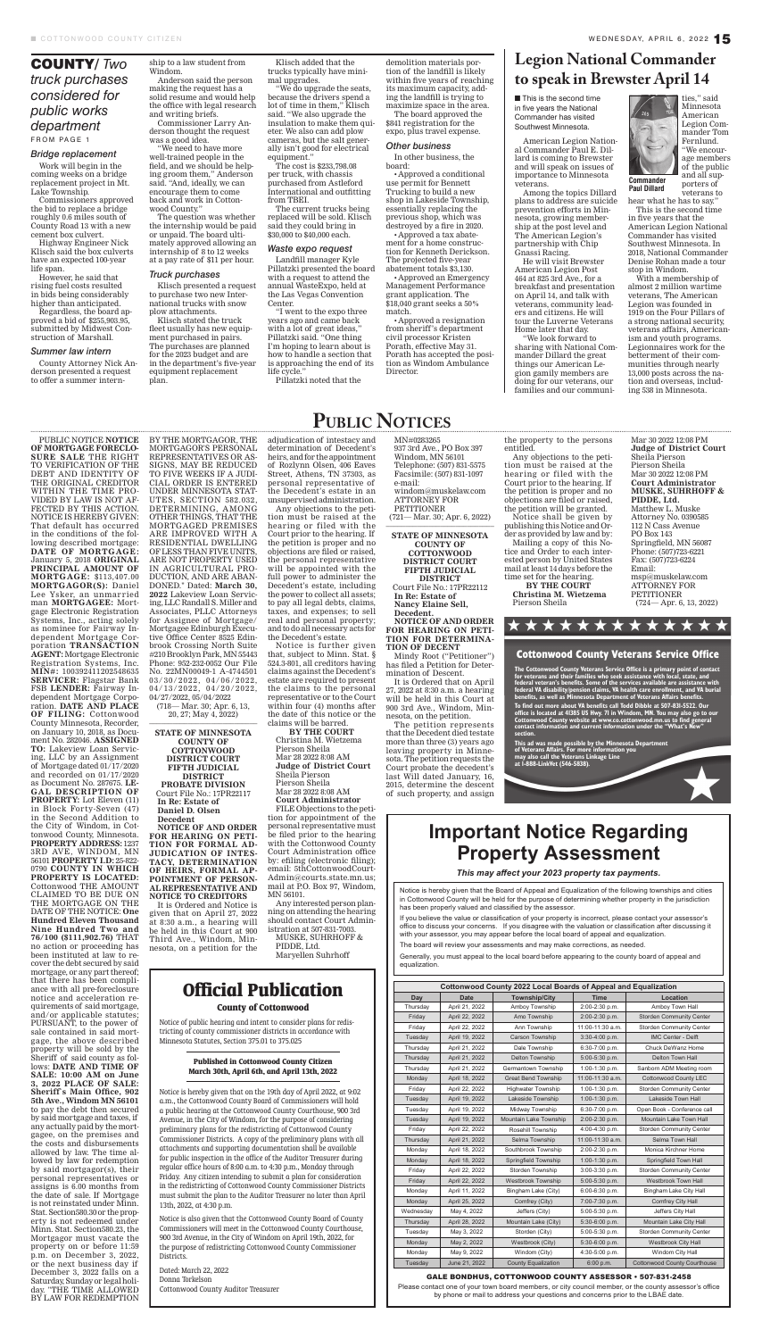# COUNTY/ *Two truck purchases considered for public works department*

FROM PAGE 1

### *Bridge replacement*

Work will begin in the coming weeks on a bridge replacement project in Mt. Lake Township.

Commissioners approved the bid to replace a bridge roughly 0.6 miles south of County Road 13 with a new cement box culvert.

Highway Engineer Nick Klisch said the box culverts have an expected 100-year life span.

However, he said that rising fuel costs resulted in bids being considerably higher than anticipated.

Regardless, the board approved a bid of $255,903.95, submitted by Midwest Construction of Marshall.

### *Summer law intern*

County Attorney Nick Anderson presented a request to offer a summer internship to a law student from Windom.

Anderson said the person making the request has a solid resume and would help the office with legal research and writing briefs.

Commissioner Larry Anderson thought the request was a good idea.

"We need to have more well-trained people in the field, and we should be helping groom them," Anderson said. "And, ideally, we can encourage them to come back and work in Cottonwood County."

The question was whether the internship would be paid or unpaid. The board ultimately approved allowing an internship of 8 to 12 weeks at a pay rate of $11 per hour.

### *Truck purchases*

Klisch presented a request to purchase two new International trucks with snow plow attachments.

Klisch stated the truck fleet usually has new equipment purchased in pairs. The purchases are planned for the 2023 budget and are in the department's five-year equipment replacement plan.

Klisch added that the trucks typically have minimal upgrades.

"We do upgrade the seats, because the drivers spend a lot of time in them," Klisch said. "We also upgrade the insulation to make them quieter. We also can add plow cameras, but the salt generally isn't good for electrical equipment."

The cost is $233,798.08 per truck, with chassis purchased from Astleford International and outfitting from TBEI.

The current trucks being replaced will be sold. Klisch said they could bring in $30,000 to $40,000 each.

### *Waste expo request*

Landfill manager Kyle Pillatzki presented the board with a request to attend the annual WasteExpo, held at the Las Vegas Convention Center.

"I went to the expo three years ago and came back with a lot of great ideas," Pillatzki said. "One thing I'm hoping to learn about is how to handle a section that is approaching the end of its life cycle."

Pillatzki noted that the demolition materials portion of the landfill is likely within five years of reaching its maximum capacity, adding the landfill is trying to maximize space in the area.

The board approved the $841 registration for the expo, plus travel expense.

### *Other business*

In other business, the board:

• Approved a conditional use permit for Bennett Trucking to build a new shop in Lakeside Township, essentially replacing the previous shop, which was destroyed by a fire in 2020.

• Approved a tax abatement for a home construction for Kenneth Derickson. The projected five-year abatement totals $3,130.

• Approved an Emergency Management Performance grant application. The $18,040 grant seeks a 50% match.

• Approved a resignation from sheriff's department civil processor Kristen Porath, effective May 31. Porath has accepted the position as Windom Ambulance Director.

# Legion National Commander to speak in Brewster April 14

■ This is the second time in five years the National Commander has visited Southwest Minnesota.

American Legion National Commander Paul E. Dillard is coming to Brewster and will speak on issues of importance to Minnesota veterans.

Among the topics Dillard plans to address are suicide prevention efforts in Minnesota, growing membership at the post level and The American Legion's partnership with Chip Ganassi Racing.

He will visit Brewster American Legion Post 464 at 825 3rd Ave., for a breakfast and presentation on April 14, and talk with veterans, community leaders and citizens. He will tour the Luverne Veterans Home later that day.

"We look forward to sharing with National Commander Dillard the great things our American Legion family members are doing for our veterans, our families and our communities," said Minnesota American Legion Commander Tom Fernlund. "We encourage members of the public and all supporters of veterans to hear what he has to say."

**Commander Paul Dillard**

This is the second time in five years that the American Legion National Commander has visited Southwest Minnesota. In 2018, National Commander Denise Rohan made a tour stop in Windom.

With a membership of almost 2 million wartime veterans, The American Legion was founded in 1919 on the Four Pillars of a strong national security, veterans affairs, Americanism and youth programs. Legionnaires work for the betterment of their communities through nearly 13,000 posts across the nation and overseas, including 538 in Minnesota.

# PUBLIC NOTICES

PUBLIC NOTICE **NOTICE OF MORTGAGE FORECLOSURE SALE** THE RIGHT TO VERIFICATION OF THE DEBT AND IDENTITY OF THE ORIGINAL CREDITOR WITHIN THE TIME PROVIDED BY LAW IS NOT AFFECTED BY THIS ACTION. NOTICE IS HEREBY GIVEN: That default has occurred in the conditions of the following described mortgage: **DATE OF MORTGAGE:** January 5, 2018 **ORIGINAL PRINCIPAL AMOUNT OF MORTGAGE:** $113,407.00 **MORTGAGOR(S):** Daniel Lee Ysker, an unmarried man **MORTGAGEE:** Mortgage Electronic Registration Systems, Inc., acting solely as nominee for Fairway Independent Mortgage Corporation **TRANSACTION AGENT:** Mortgage Electronic Registration Systems, Inc. **MIN#:** 100392411202548635 **SERVICER:** Flagstar Bank FSB **LENDER:** Fairway Independent Mortgage Corporation. **DATE AND PLACE OF FILING:** Cottonwood County Minnesota, Recorder, on January 10, 2018, as Document No. 282046. **ASSIGNED TO:** Lakeview Loan Servicing, LLC by an Assignment of Mortgage dated 01/17/2020 and recorded on 01/17/2020 as Document No. 287675. **LEGAL DESCRIPTION OF PROPERTY:** Lot Eleven (11) in Block Forty-Seven (47) in the Second Addition to the City of Windom, in Cottonwood County, Minnesota. **PROPERTY ADDRESS:** 1237 3RD AVE, WINDOM, MN 56101 **PROPERTY I.D:** 25-822-0790 **COUNTY IN WHICH PROPERTY IS LOCATED:** Cottonwood THE AMOUNT CLAIMED TO BE DUE ON THE MORTGAGE ON THE DATE OF THE NOTICE: **One Hundred Eleven Thousand Nine Hundred Two and 76/100 ($111,902.76)** THAT no action or proceeding has been instituted at law to recover the debt secured by said mortgage, or any part thereof; that there has been compliance with all pre-foreclosure notice and acceleration requirements of said mortgage, and/or applicable statutes; PURSUANT, to the power of sale contained in said mortgage, the above described property will be sold by the Sheriff of said county as follows: **DATE AND TIME OF SALE: 10:00 AM on June 3, 2022 PLACE OF SALE: Sheriff's Main Office, 902 5th Ave., Windom MN 56101** to pay the debt then secured by said mortgage and taxes, if any actually paid by the mortgagee, on the premises and the costs and disbursements allowed by law. The time allowed by law for redemption by said mortgagor(s), their personal representatives or assigns is 6.00 months from the date of sale. If Mortgage is not reinstated under Minn. Stat. Section580.30 or the property is not redeemed under Minn. Stat. Section580.23, the Mortgagor must vacate the property on or before 11:59 p.m. on December 3, 2022, or the next business day if December 3, 2022 falls on a Saturday, Sunday or legal holiday. "THE TIME ALLOWED BY LAW FOR REDEMPTION BY THE MORTGAGOR, THE MORTGAGOR'S PERSONAL REPRESENTATIVES OR ASSIGNS, MAY BE REDUCED TO FIVE WEEKS IF A JUDICIAL ORDER IS ENTERED UNDER MINNESOTA STATUTES, SECTION 582.032, DETERMINING, AMONG OTHER THINGS, THAT THE MORTGAGED PREMISES ARE IMPROVED WITH A RESIDENTIAL DWELLING OF LESS THAN FIVE UNITS, ARE NOT PROPERTY USED IN AGRICULTURAL PRODUCTION, AND ARE ABANDONED." Dated: **March 30, 2022** Lakeview Loan Servicing, LLC Randall S. Miller and Associates, PLLC Attorneys for Assignee of Mortgage/ Mortgagee Edinburgh Executive Office Center 8525 Edinbrook Crossing North Suite #210 Brooklyn Park, MN 55443 Phone: 952-232-0052 Our File No. 22MN00049-1 A-4744501 03/30/2022, 04/06/2022, 04/13/2022, 04/20/2022, 04/27/2022, 05/04/2022

(718— Mar. 30; Apr. 6, 13, 20, 27; May 4, 2022)

**STATE OF MINNESOTA COUNTY OF COTTONWOOD DISTRICT COURT FIFTH JUDICIAL DISTRICT PROBATE DIVISION**
Court File No.: 17PR22117
**In Re: Estate of Daniel D. Olsen Decedent**
**NOTICE OF AND ORDER FOR HEARING ON PETITION FOR FORMAL ADJUDICATION OF INTESTACY, DETERMINATION OF HEIRS, FORMAL APPOINTMENT OF PERSONAL REPRESENTATIVE AND NOTICE TO CREDITORS**

It is Ordered and Notice is given that on April 27, 2022 at 8:30 a.m., a hearing will be held in this Court at 900 Third Ave., Windom, Minnesota, on a petition for the adjudication of intestacy and determination of Decedent's heirs, and for the appointment of Rozlynn Olsen, 406 Eaves Street, Athens, TN 37303, as personal representative of the Decedent's estate in an unsupervised administration.

Any objections to the petition must be raised at the hearing or filed with the Court prior to the hearing. If the petition is proper and no objections are filed or raised, the personal representative will be appointed with the full power to administer the Decedent's estate, including the power to collect all assets; to pay all legal debts, claims, taxes, and expenses; to sell real and personal property; and to do all necessary acts for the Decedent's estate.

Notice is further given that, subject to Minn. Stat. § 524.3-801, all creditors having claims against the Decedent's estate are required to present the claims to the personal representative or to the Court within four (4) months after the date of this notice or the claims will be barred.

**BY THE COURT**
Christina M. Wietzema
Pierson Sheila
Mar 28 2022 8:08 AM
**Judge of District Court**
Sheila Pierson
Pierson Sheila
Mar 28 2022 8:08 AM
**Court Administrator**

FILE Objections to the petition for appointment of the personal representative must be filed prior to the hearing with the Cottonwood County Court Administration office by: efiling (electronic filing); email: 5thCottonwoodCourtAdmin@courts.state.mn.us; mail at P.O. Box 97, Windom, MN 56101.

Any interested person planning on attending the hearing should contact Court Administration at 507-831-7003.

MUSKE, SUHRHOFF & PIDDE, Ltd.
Maryellen Suhrhoff
MN#0283265
937 3rd Ave., PO Box 397
Windom, MN 56101
Telephone: (507) 831-5575
Facsimile: (507) 831-1097
e-mail:
windom@muskelaw.com
ATTORNEY FOR PETITIONER
(721— Mar. 30; Apr. 6, 2022)

**STATE OF MINNESOTA COUNTY OF COTTONWOOD DISTRICT COURT FIFTH JUDICIAL DISTRICT**
Court File No.: 17PR22112
**In Re: Estate of Nancy Elaine Sell, Decedent.**
**NOTICE OF AND ORDER FOR HEARING ON PETITION FOR DETERMINATION OF DECENT**

Mindy Root ("Petitioner") has filed a Petition for Determination of Descent.

It is Ordered that on April 27, 2022 at 8:30 a.m. a hearing will be held in this Court at 900 3rd Ave., Windom, Minnesota, on the petition.

The petition represents that the Decedent died testate more than three (3) years ago leaving property in Minnesota. The petition requests the Court probate the decedent's last Will dated January, 16, 2015, determine the descent of such property, and assign the property to the persons entitled.

Any objections to the petition must be raised at the hearing or filed with the Court prior to the hearing. If the petition is proper and no objections are filed or raised, the petition will be granted.

Notice shall be given by publishing this Notice and Order as provided by law and by:

Mailing a copy of this Notice and Order to each interested person by United States mail at least 14 days before the time set for the hearing.

**BY THE COURT**
**Christina M. Wietzema**
Pierson Sheila
Mar 30 2022 12:08 PM
**Judge of District Court**
Sheila Pierson
Pierson Sheila
Mar 30 2022 12:08 PM
**Court Administrator**
**MUSKE, SUHRHOFF & PIDDE, Ltd.**
Matthew L. Muske
Attorney No. 0390585
112 N Cass Avenue
PO Box 143
Springfield, MN 56087
Phone: (507)723-6221
Fax: (507)723-6224
Email:
msp@muskelaw.com
ATTORNEY FOR PETITIONER
(724— Apr. 6, 13, 2022)

## Cottonwood County Veterans Service Office

**The Cottonwood County Veterans Service Office is a primary point of contact for veterans and their families who seek assistance with local, state, and federal veteran's benefits. Some of the services available are assistance with federal VA disability/pension claims, VA health care enrollment, and VA burial benefits, as well as Minnesota Department of Veterans Affairs benefits.**

**To find out more about VA benefits call Todd Dibble at 507-831-5522. Our office is located at 41385 US Hwy. 71 in Windom, MN. You may also go to our Cottonwood County website at www.co.cottonwood.mn.us to find general contact information and current information under the "What's New" section.**

**This ad was made possible by the Minnesota Department of Veterans Affairs. For more information you may also call the Veterans Linkage Line at 1-888-LinkVet (546-5838).**

# Official Publication

## County of Cottonwood

Notice of public hearing and intent to consider plans for redistricting of county commissioner districts in accordance with Minnesota Statutes, Section 375.01 to 375.025

**Published in Cottonwood County Citizen March 30th, April 6th, and April 13th, 2022**

Notice is hereby given that on the 19th day of April 2022, at 9:02 a.m., the Cottonwood County Board of Commissioners will hold a public hearing at the Cottonwood County Courthouse, 900 3rd Avenue, in the City of Windom, for the purpose of considering preliminary plans for the redistricting of Cottonwood County Commissioner Districts. A copy of the preliminary plans with all attachments and supporting documentation shall be available for public inspection in the office of the Auditor Treasurer during regular office hours of 8:00 a.m. to 4:30 p.m., Monday through Friday. Any citizen intending to submit a plan for consideration in the redistricting of Cottonwood County Commissioner Districts must submit the plan to the Auditor Treasurer no later than April 13th, 2022, at 4:30 p.m.

Notice is also given that the Cottonwood County Board of County Commissioners will meet in the Cottonwood County Courthouse, 900 3rd Avenue, in the City of Windom on April 19th, 2022, for the purpose of redistricting Cottonwood County Commissioner Districts.

Dated: March 22, 2022
Donna Torkelson
Cottonwood County Auditor Treasurer

# Important Notice Regarding Property Assessment

***This may affect your 2023 property tax payments.***

Notice is hereby given that the Board of Appeal and Equalization of the following townships and cities in Cottonwood County will be held for the purpose of determining whether property in the jurisdiction has been properly valued and classified by the assessor.

If you believe the value or classification of your property is incorrect, please contact your assessor's office to discuss your concerns. If you disagree with the valuation or classification after discussing it with your assessor, you may appear before the local board of appeal and equalization.

The board will review your assessments and may make corrections, as needed.

Generally, you must appeal to the local board before appearing to the county board of appeal and equalization.

| Cottonwood County 2022 Local Boards of Appeal and Equalization | | | | |
|---|---|---|---|---|
| **Day** | **Date** | **Township/City** | **Time** | **Location** |
| Thursday | April 21, 2022 | Amboy Township | 2:00-2:30 p.m. | Amboy Town Hall |
| Friday | April 22, 2022 | Amo Township | 2:00-2:30 p.m. | Storden Community Center |
| Friday | April 22, 2022 | Ann Township | 11:00-11:30 a.m. | Storden Community Center |
| Tuesday | April 19, 2022 | Carson Township | 3:30-4:00 p.m. | IMC Center - Delft |
| Thursday | April 21, 2022 | Dale Township | 6:30-7:00 p.m. | Chuck DeWanz Home |
| Thursday | April 21, 2022 | Delton Township | 5:00-5:30 p.m. | Delton Town Hall |
| Thursday | April 21, 2022 | Germantown Township | 1:00-1:30 p.m. | Sanborn ADM Meeting room |
| Monday | April 18, 2022 | Great Bend Township | 11:00-11:30 a.m. | Cottonwood County LEC |
| Friday | April 22, 2022 | Highwater Township | 1:00-1:30 p.m. | Storden Community Center |
| Tuesday | April 19, 2022 | Lakeside Township | 1:00-1:30 p.m. | Lakeside Town Hall |
| Tuesday | April 19, 2022 | Midway Township | 6:30-7:00 p.m. | Open Book - Conference call |
| Tuesday | April 19, 2022 | Mountain Lake Township | 2:00-2:30 p.m. | Mountain Lake Town Hall |
| Friday | April 22, 2022 | Rosehill Township | 4:00-4:30 p.m. | Storden Community Center |
| Thursday | April 21, 2022 | Selma Township | 11:00-11:30 a.m. | Selma Town Hall |
| Monday | April 18, 2022 | Southbrook Township | 2:00-2:30 p.m. | Monica Kirchner Home |
| Monday | April 18, 2022 | Springfield Township | 1:00-1:30 p.m. | Springfield Town Hall |
| Friday | April 22, 2022 | Storden Township | 3:00-3:30 p.m. | Storden Community Center |
| Friday | April 22, 2022 | Westbrook Township | 5:00-5:30 p.m. | Westbrook Town Hall |
| Monday | April 11, 2022 | Bingham Lake (City) | 6:00-6:30 p.m. | Bingham Lake City Hall |
| Monday | April 25, 2022 | Comfrey (City) | 7:00-7:30 p.m. | Comfrey City Hall |
| Wednesday | May 4, 2022 | Jeffers (City) | 5:00-5:30 p.m. | Jeffers City Hall |
| Thursday | April 28, 2022 | Mountain Lake (City) | 5:30-6:00 p.m. | Mountain Lake City Hall |
| Tuesday | May 3, 2022 | Storden (City) | 5:00-5:30 p.m. | Storden Community Center |
| Monday | May 2, 2022 | Westbrook (City) | 5:30-6:00 p.m. | Westbrook City Hall |
| Monday | May 9, 2022 | Windom (City) | 4:30-5:00 p.m. | Windom City Hall |
| Tuesday | June 21, 2022 | County Equalization | 6:00 p.m. | Cottonwood County Courthouse |

**GALE BONDHUS, COTTONWOOD COUNTY ASSESSOR • 507-831-2458**

Please contact one of your town board members, or city council member, or the county assessor's office by phone or mail to address your questions and concerns prior to the LBAE date.